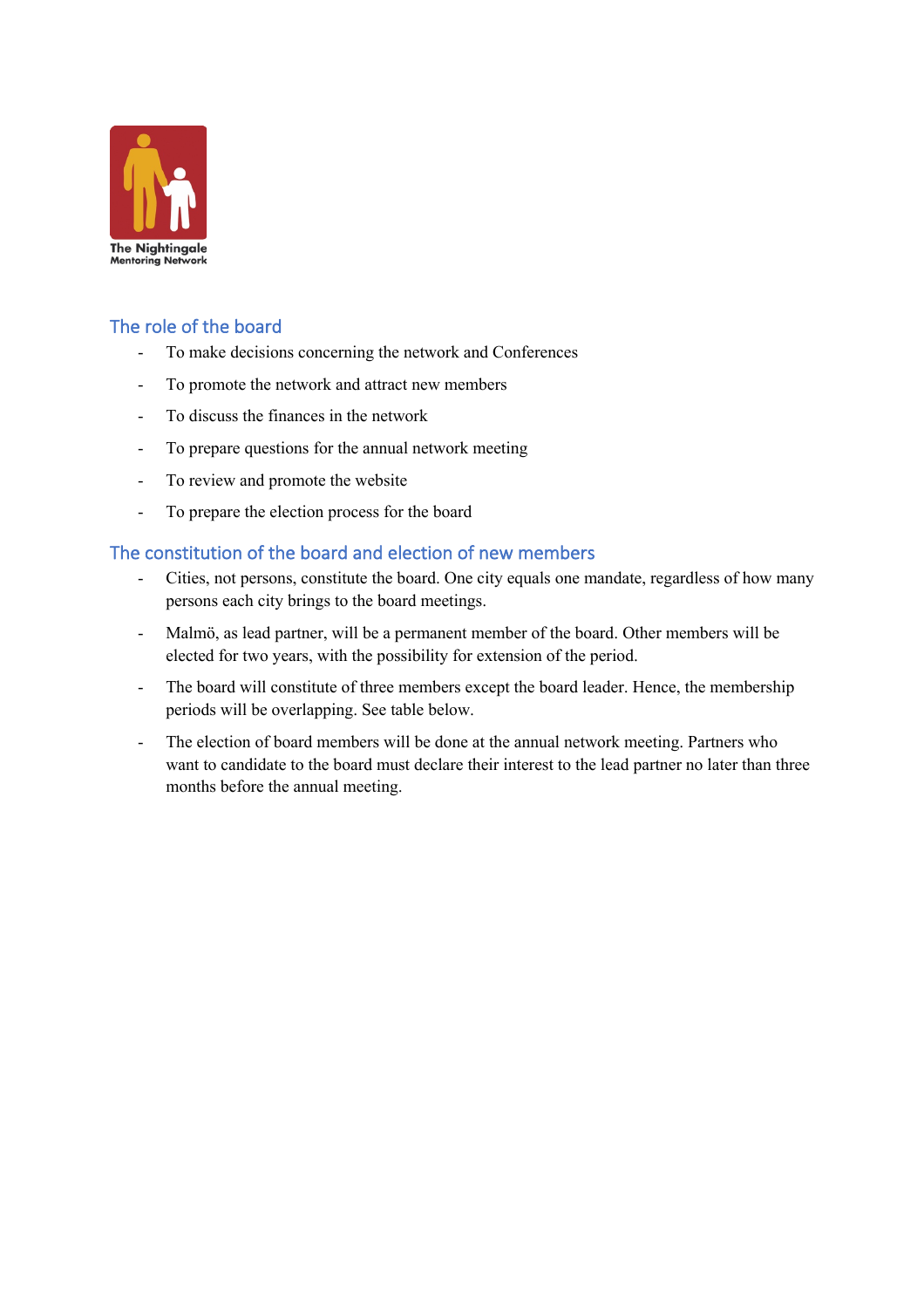The Nightingale Mentoring Network

## The role of the board

- To make decisions concerning the network and Conferences
- To promote the network and attract new members
- To discuss the finances in the network
- To prepare questions for the annual network meeting
- To review and promote the website
- To prepare the election process for the board

## The constitution of the board and election of new members

- Cities, not persons, constitute the board. One city equals one mandate, regardless of how many persons each city brings to the board meetings.
- Malmö, as lead partner, will be a permanent member of the board. Other members will be elected for two years, with the possibility for extension of the period.
- The board will constitute of three members except the board leader. Hence, the membership periods will be overlapping. See table below.
- The election of board members will be done at the annual network meeting. Partners who want to candidate to the board must declare their interest to the lead partner no later than three months before the annual meeting.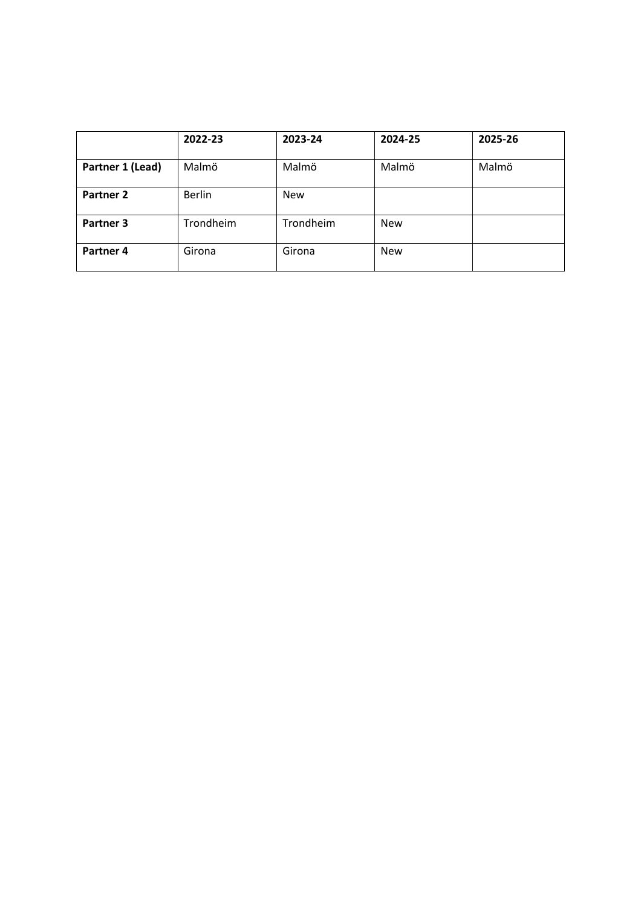| | 2022-23 | 2023-24 | 2024-25 | 2025-26 |
|---|---|---|---|---|
| **Partner 1 (Lead)** | Malmö | Malmö | Malmö | Malmö |
| **Partner 2** | Berlin | New | | |
| **Partner 3** | Trondheim | Trondheim | New | |
| **Partner 4** | Girona | Girona | New | |